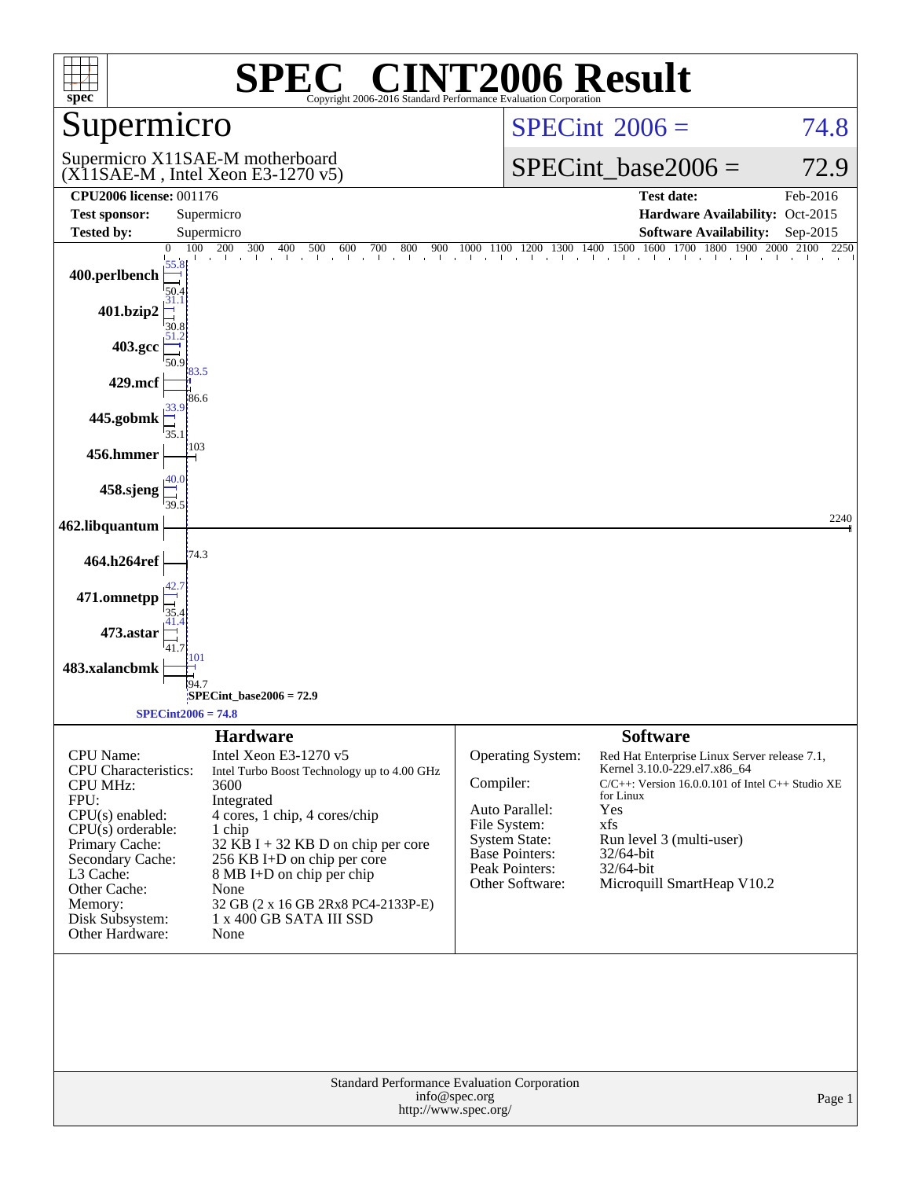# SPEC CINT2006 Result

Copyright 2006-2016 Standard Performance Evaluation Corporation

## Supermicro

Supermicro X11SAE-M motherboard (X11SAE-M , Intel Xeon E3-1270 v5)

SPECint 2006 = 74.8

SPECint_base2006 = 72.9

| | | | |
|---|---|---|---|
| **CPU2006 license:** 001176 | | **Test date:** | Feb-2016 |
| **Test sponsor:** | Supermicro | **Hardware Availability:** | Oct-2015 |
| **Tested by:** | Supermicro | **Software Availability:** | Sep-2015 |

| Benchmark | Peak | Base |
|---|---|---|
| 400.perlbench | 55.8 | 50.4 |
| 401.bzip2 | 31.1 | 30.8 |
| 403.gcc | 51.2 | 50.9 |
| 429.mcf | 83.5 | 86.6 |
| 445.gobmk | 33.9 | 35.1 |
| 456.hmmer | | 103 |
| 458.sjeng | 40.0 | 39.5 |
| 462.libquantum | | 2240 |
| 464.h264ref | | 74.3 |
| 471.omnetpp | 42.7 | 35.4 |
| 473.astar | 41.4 | 41.7 |
| 483.xalancbmk | 101 | 94.7 |

SPECint_base2006 = 72.9

SPECint2006 = 74.8

## Hardware

| | |
|---|---|
| CPU Name: | Intel Xeon E3-1270 v5 |
| CPU Characteristics: | Intel Turbo Boost Technology up to 4.00 GHz |
| CPU MHz: | 3600 |
| FPU: | Integrated |
| CPU(s) enabled: | 4 cores, 1 chip, 4 cores/chip |
| CPU(s) orderable: | 1 chip |
| Primary Cache: | 32 KB I + 32 KB D on chip per core |
| Secondary Cache: | 256 KB I+D on chip per core |
| L3 Cache: | 8 MB I+D on chip per chip |
| Other Cache: | None |
| Memory: | 32 GB (2 x 16 GB 2Rx8 PC4-2133P-E) |
| Disk Subsystem: | 1 x 400 GB SATA III SSD |
| Other Hardware: | None |

## Software

| | |
|---|---|
| Operating System: | Red Hat Enterprise Linux Server release 7.1, Kernel 3.10.0-229.el7.x86_64 |
| Compiler: | C/C++: Version 16.0.0.101 of Intel C++ Studio XE for Linux |
| Auto Parallel: | Yes |
| File System: | xfs |
| System State: | Run level 3 (multi-user) |
| Base Pointers: | 32/64-bit |
| Peak Pointers: | 32/64-bit |
| Other Software: | Microquill SmartHeap V10.2 |

Standard Performance Evaluation Corporation
info@spec.org
http://www.spec.org/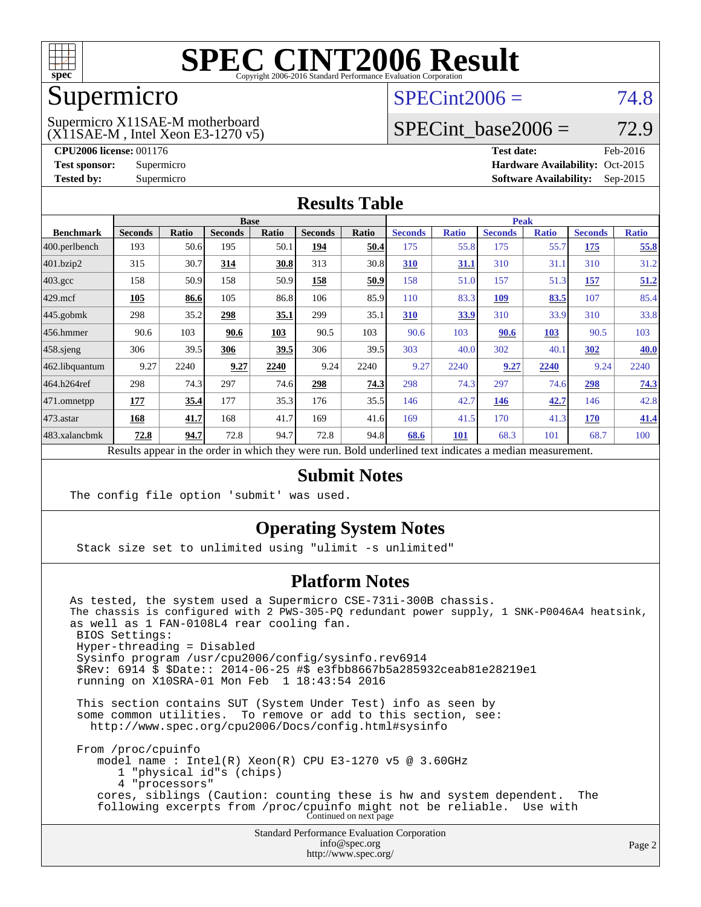# SPEC CINT2006 Result

Copyright 2006-2016 Standard Performance Evaluation Corporation

## Supermicro

Supermicro X11SAE-M motherboard
(X11SAE-M , Intel Xeon E3-1270 v5)

SPECint2006 = 74.8

SPECint_base2006 = 72.9

**CPU2006 license:** 001176
**Test sponsor:** Supermicro
**Tested by:** Supermicro

**Test date:** Feb-2016
**Hardware Availability:** Oct-2015
**Software Availability:** Sep-2015

## Results Table

| Benchmark | Base | | | | | | Peak | | | | | |
|---|---|---|---|---|---|---|---|---|---|---|---|---|
| | Seconds | Ratio | Seconds | Ratio | Seconds | Ratio | Seconds | Ratio | Seconds | Ratio | Seconds | Ratio |
| 400.perlbench | 193 | 50.6 | 195 | 50.1 | **194** | **50.4** | 175 | 55.8 | 175 | 55.7 | **175** | **55.8** |
| 401.bzip2 | 315 | 30.7 | **314** | **30.8** | 313 | 30.8 | **310** | **31.1** | 310 | 31.1 | 310 | 31.2 |
| 403.gcc | 158 | 50.9 | 158 | 50.9 | **158** | **50.9** | 158 | 51.0 | 157 | 51.3 | **157** | **51.2** |
| 429.mcf | **105** | **86.6** | 105 | 86.8 | 106 | 85.9 | 110 | 83.3 | **109** | **83.5** | 107 | 85.4 |
| 445.gobmk | 298 | 35.2 | **298** | **35.1** | 299 | 35.1 | **310** | **33.9** | 310 | 33.9 | 310 | 33.8 |
| 456.hmmer | 90.6 | 103 | **90.6** | **103** | 90.5 | 103 | 90.6 | 103 | **90.6** | **103** | 90.5 | 103 |
| 458.sjeng | 306 | 39.5 | **306** | **39.5** | 306 | 39.5 | 303 | 40.0 | 302 | 40.1 | **302** | **40.0** |
| 462.libquantum | 9.27 | 2240 | **9.27** | **2240** | 9.24 | 2240 | 9.27 | 2240 | **9.27** | **2240** | 9.24 | 2240 |
| 464.h264ref | 298 | 74.3 | 297 | 74.6 | **298** | **74.3** | 298 | 74.3 | 297 | 74.6 | **298** | **74.3** |
| 471.omnetpp | **177** | **35.4** | 177 | 35.3 | 176 | 35.5 | 146 | 42.7 | **146** | **42.7** | 146 | 42.8 |
| 473.astar | **168** | **41.7** | 168 | 41.7 | 169 | 41.6 | 169 | 41.5 | 170 | 41.3 | **170** | **41.4** |
| 483.xalancbmk | **72.8** | **94.7** | 72.8 | 94.7 | 72.8 | 94.8 | **68.6** | **101** | 68.3 | 101 | 68.7 | 100 |

Results appear in the order in which they were run. Bold underlined text indicates a median measurement.

## Submit Notes

```
The config file option 'submit' was used.
```

## Operating System Notes

```
Stack size set to unlimited using "ulimit -s unlimited"
```

## Platform Notes

```
As tested, the system used a Supermicro CSE-731i-300B chassis.
The chassis is configured with 2 PWS-305-PQ redundant power supply, 1 SNK-P0046A4 heatsink,
as well as 1 FAN-0108L4 rear cooling fan.
 BIOS Settings:
 Hyper-threading = Disabled
 Sysinfo program /usr/cpu2006/config/sysinfo.rev6914
 $Rev: 6914 $ $Date:: 2014-06-25 #$ e3fbb8667b5a285932ceab81e28219e1
 running on X10SRA-01 Mon Feb  1 18:43:54 2016

 This section contains SUT (System Under Test) info as seen by
 some common utilities.  To remove or add to this section, see:
   http://www.spec.org/cpu2006/Docs/config.html#sysinfo

 From /proc/cpuinfo
    model name : Intel(R) Xeon(R) CPU E3-1270 v5 @ 3.60GHz
       1 "physical id"s (chips)
       4 "processors"
    cores, siblings (Caution: counting these is hw and system dependent.  The
    following excerpts from /proc/cpuinfo might not be reliable.  Use with
```

Continued on next page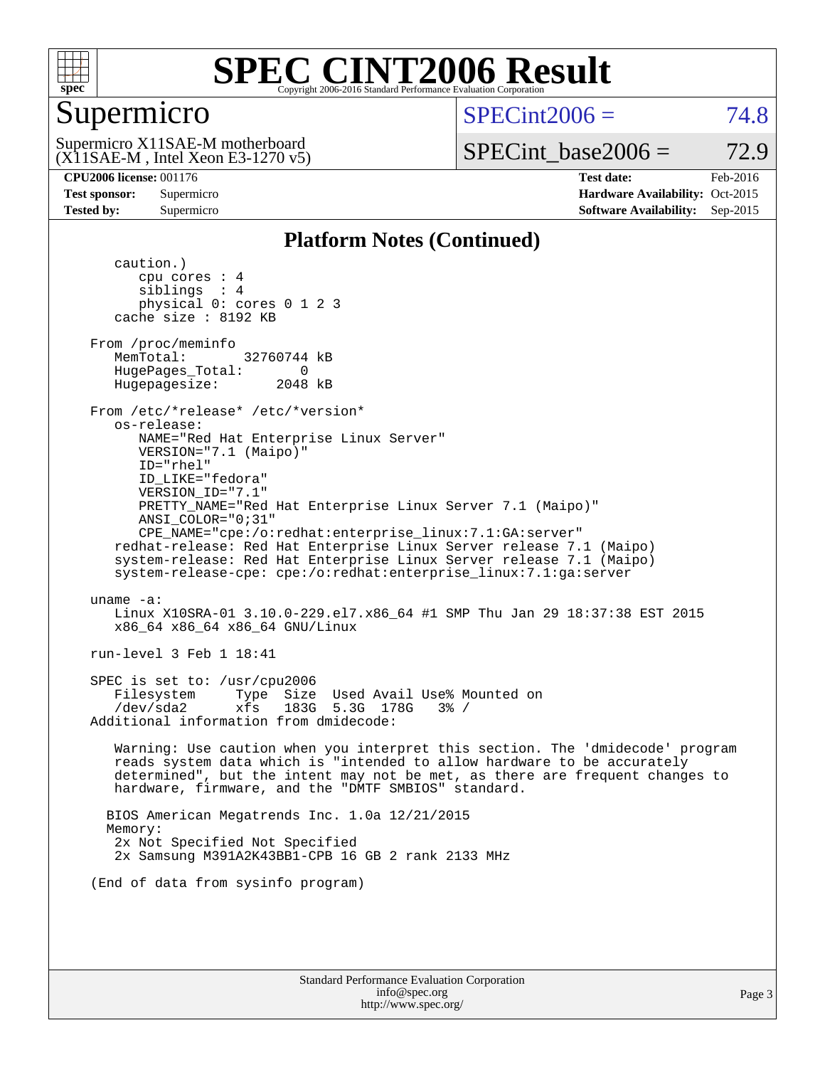# SPEC CINT2006 Result

Copyright 2006-2016 Standard Performance Evaluation Corporation

## Supermicro

Supermicro X11SAE-M motherboard
(X11SAE-M , Intel Xeon E3-1270 v5)

SPECint2006 = 74.8

SPECint_base2006 = 72.9

**CPU2006 license:** 001176
**Test sponsor:** Supermicro
**Tested by:** Supermicro

**Test date:** Feb-2016
**Hardware Availability:** Oct-2015
**Software Availability:** Sep-2015

### Platform Notes (Continued)

```
      caution.)
         cpu cores : 4
         siblings  : 4
         physical 0: cores 0 1 2 3
      cache size : 8192 KB

   From /proc/meminfo
      MemTotal:       32760744 kB
      HugePages_Total:       0
      Hugepagesize:       2048 kB

   From /etc/*release* /etc/*version*
      os-release:
         NAME="Red Hat Enterprise Linux Server"
         VERSION="7.1 (Maipo)"
         ID="rhel"
         ID_LIKE="fedora"
         VERSION_ID="7.1"
         PRETTY_NAME="Red Hat Enterprise Linux Server 7.1 (Maipo)"
         ANSI_COLOR="0;31"
         CPE_NAME="cpe:/o:redhat:enterprise_linux:7.1:GA:server"
      redhat-release: Red Hat Enterprise Linux Server release 7.1 (Maipo)
      system-release: Red Hat Enterprise Linux Server release 7.1 (Maipo)
      system-release-cpe: cpe:/o:redhat:enterprise_linux:7.1:ga:server

   uname -a:
      Linux X10SRA-01 3.10.0-229.el7.x86_64 #1 SMP Thu Jan 29 18:37:38 EST 2015
      x86_64 x86_64 x86_64 GNU/Linux

   run-level 3 Feb 1 18:41

   SPEC is set to: /usr/cpu2006
      Filesystem     Type  Size  Used Avail Use% Mounted on
      /dev/sda2      xfs   183G  5.3G  178G   3% /
   Additional information from dmidecode:

      Warning: Use caution when you interpret this section. The 'dmidecode' program
      reads system data which is "intended to allow hardware to be accurately
      determined", but the intent may not be met, as there are frequent changes to
      hardware, firmware, and the "DMTF SMBIOS" standard.

     BIOS American Megatrends Inc. 1.0a 12/21/2015
     Memory:
      2x Not Specified Not Specified
      2x Samsung M391A2K43BB1-CPB 16 GB 2 rank 2133 MHz

   (End of data from sysinfo program)
```

Standard Performance Evaluation Corporation
info@spec.org
http://www.spec.org/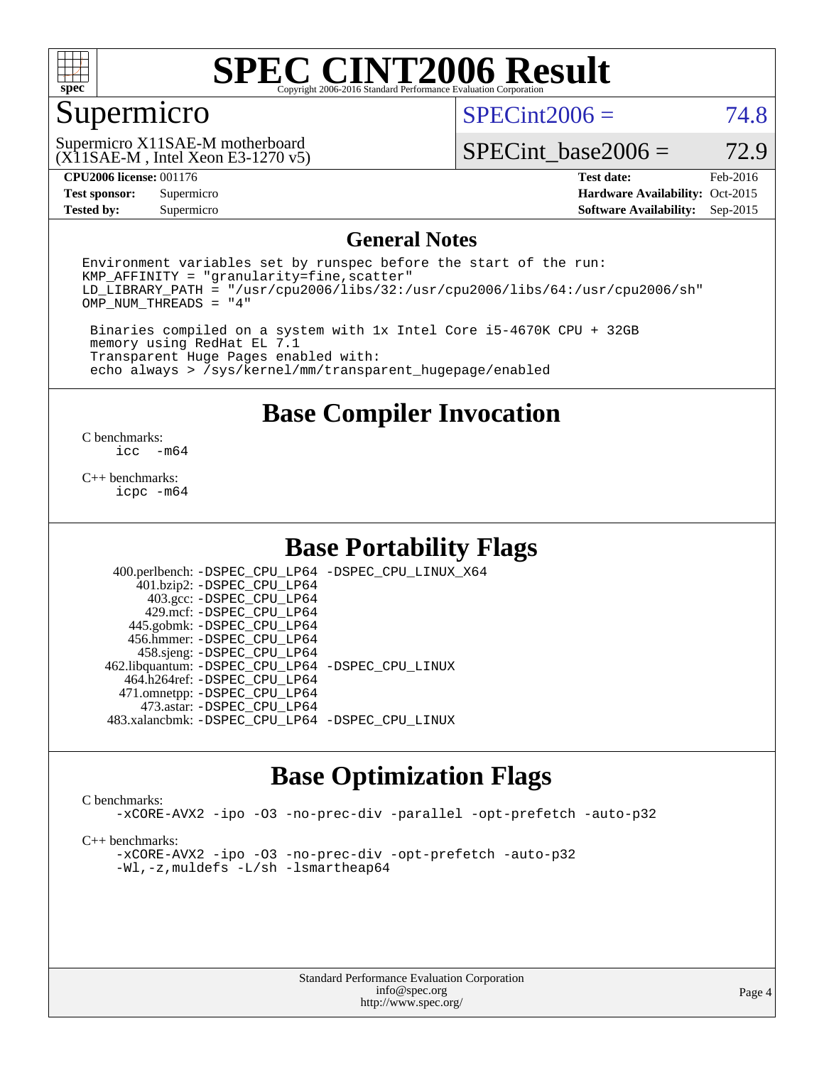# SPEC CINT2006 Result

Copyright 2006-2016 Standard Performance Evaluation Corporation

## Supermicro

Supermicro X11SAE-M motherboard (X11SAE-M , Intel Xeon E3-1270 v5)

SPECint2006 = 74.8

SPECint_base2006 = 72.9

| | | | |
|---|---|---|---|
| **CPU2006 license:** | 001176 | **Test date:** | Feb-2016 |
| **Test sponsor:** | Supermicro | **Hardware Availability:** | Oct-2015 |
| **Tested by:** | Supermicro | **Software Availability:** | Sep-2015 |

## General Notes

```
Environment variables set by runspec before the start of the run:
KMP_AFFINITY = "granularity=fine,scatter"
LD_LIBRARY_PATH = "/usr/cpu2006/libs/32:/usr/cpu2006/libs/64:/usr/cpu2006/sh"
OMP_NUM_THREADS = "4"

 Binaries compiled on a system with 1x Intel Core i5-4670K CPU + 32GB
 memory using RedHat EL 7.1
 Transparent Huge Pages enabled with:
 echo always > /sys/kernel/mm/transparent_hugepage/enabled
```

## Base Compiler Invocation

C benchmarks:
icc -m64

C++ benchmarks:
icpc -m64

## Base Portability Flags

400.perlbench: -DSPEC_CPU_LP64 -DSPEC_CPU_LINUX_X64
401.bzip2: -DSPEC_CPU_LP64
403.gcc: -DSPEC_CPU_LP64
429.mcf: -DSPEC_CPU_LP64
445.gobmk: -DSPEC_CPU_LP64
456.hmmer: -DSPEC_CPU_LP64
458.sjeng: -DSPEC_CPU_LP64
462.libquantum: -DSPEC_CPU_LP64 -DSPEC_CPU_LINUX
464.h264ref: -DSPEC_CPU_LP64
471.omnetpp: -DSPEC_CPU_LP64
473.astar: -DSPEC_CPU_LP64
483.xalancbmk: -DSPEC_CPU_LP64 -DSPEC_CPU_LINUX

## Base Optimization Flags

C benchmarks:
-xCORE-AVX2 -ipo -O3 -no-prec-div -parallel -opt-prefetch -auto-p32

C++ benchmarks:
-xCORE-AVX2 -ipo -O3 -no-prec-div -opt-prefetch -auto-p32
-Wl,-z,muldefs -L/sh -lsmartheap64

Standard Performance Evaluation Corporation
info@spec.org
http://www.spec.org/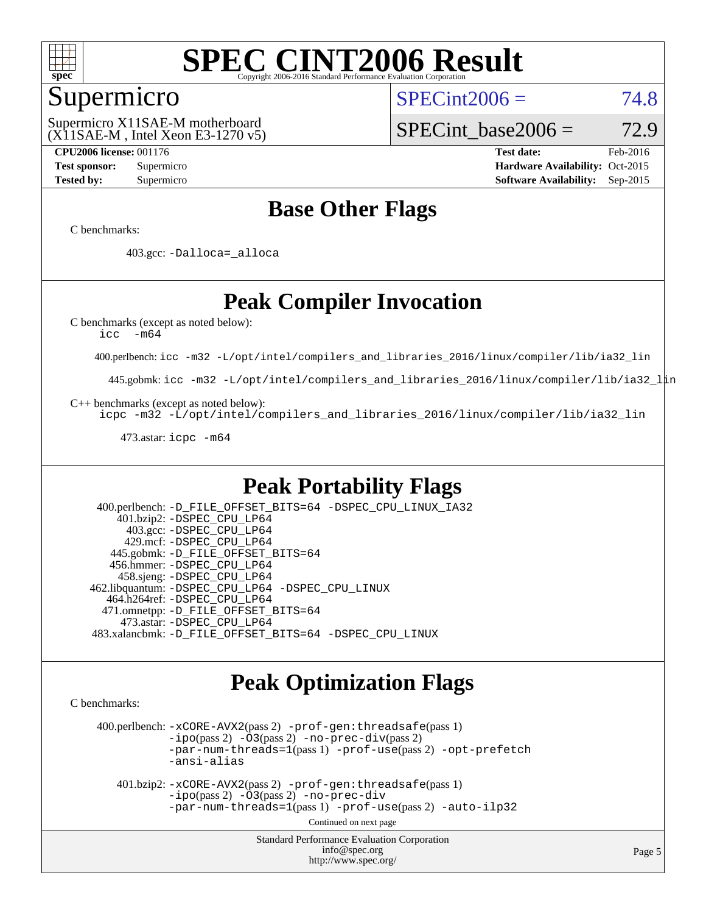# SPEC CINT2006 Result

## Supermicro

Supermicro X11SAE-M motherboard
(X11SAE-M , Intel Xeon E3-1270 v5)

SPECint2006 = 74.8

SPECint_base2006 = 72.9

| | | | |
|---|---|---|---|
| **CPU2006 license:** 001176 | | **Test date:** | Feb-2016 |
| **Test sponsor:** | Supermicro | **Hardware Availability:** | Oct-2015 |
| **Tested by:** | Supermicro | **Software Availability:** | Sep-2015 |

## Base Other Flags

C benchmarks:

403.gcc: `-Dalloca=_alloca`

## Peak Compiler Invocation

C benchmarks (except as noted below):
`icc -m64`

400.perlbench: `icc -m32 -L/opt/intel/compilers_and_libraries_2016/linux/compiler/lib/ia32_lin`

445.gobmk: `icc -m32 -L/opt/intel/compilers_and_libraries_2016/linux/compiler/lib/ia32_lin`

C++ benchmarks (except as noted below):
`icpc -m32 -L/opt/intel/compilers_and_libraries_2016/linux/compiler/lib/ia32_lin`

473.astar: `icpc -m64`

## Peak Portability Flags

400.perlbench: `-D_FILE_OFFSET_BITS=64 -DSPEC_CPU_LINUX_IA32`
401.bzip2: `-DSPEC_CPU_LP64`
403.gcc: `-DSPEC_CPU_LP64`
429.mcf: `-DSPEC_CPU_LP64`
445.gobmk: `-D_FILE_OFFSET_BITS=64`
456.hmmer: `-DSPEC_CPU_LP64`
458.sjeng: `-DSPEC_CPU_LP64`
462.libquantum: `-DSPEC_CPU_LP64 -DSPEC_CPU_LINUX`
464.h264ref: `-DSPEC_CPU_LP64`
471.omnetpp: `-D_FILE_OFFSET_BITS=64`
473.astar: `-DSPEC_CPU_LP64`
483.xalancbmk: `-D_FILE_OFFSET_BITS=64 -DSPEC_CPU_LINUX`

## Peak Optimization Flags

C benchmarks:

400.perlbench: `-xCORE-AVX2`(pass 2) `-prof-gen:threadsafe`(pass 1) `-ipo`(pass 2) `-O3`(pass 2) `-no-prec-div`(pass 2) `-par-num-threads=1`(pass 1) `-prof-use`(pass 2) `-opt-prefetch` `-ansi-alias`

401.bzip2: `-xCORE-AVX2`(pass 2) `-prof-gen:threadsafe`(pass 1) `-ipo`(pass 2) `-O3`(pass 2) `-no-prec-div` `-par-num-threads=1`(pass 1) `-prof-use`(pass 2) `-auto-ilp32`

Continued on next page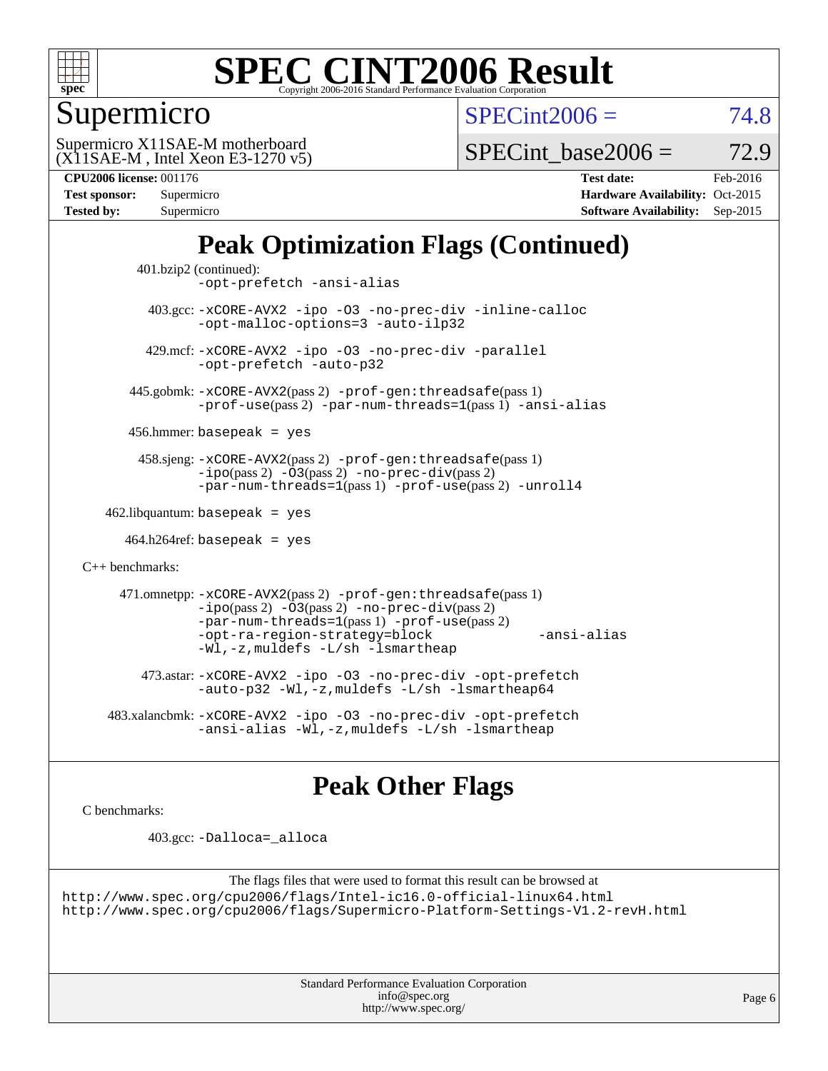# SPEC CINT2006 Result

Copyright 2006-2016 Standard Performance Evaluation Corporation

## Supermicro

Supermicro X11SAE-M motherboard
(X11SAE-M , Intel Xeon E3-1270 v5)

SPECint2006 = 74.8

SPECint_base2006 = 72.9

**CPU2006 license:** 001176
**Test sponsor:** Supermicro
**Tested by:** Supermicro

**Test date:** Feb-2016
**Hardware Availability:** Oct-2015
**Software Availability:** Sep-2015

## Peak Optimization Flags (Continued)

401.bzip2 (continued):
`-opt-prefetch -ansi-alias`

403.gcc: `-xCORE-AVX2 -ipo -O3 -no-prec-div -inline-calloc -opt-malloc-options=3 -auto-ilp32`

429.mcf: `-xCORE-AVX2 -ipo -O3 -no-prec-div -parallel -opt-prefetch -auto-p32`

445.gobmk: `-xCORE-AVX2`(pass 2) `-prof-gen:threadsafe`(pass 1) `-prof-use`(pass 2) `-par-num-threads=1`(pass 1) `-ansi-alias`

456.hmmer: `basepeak = yes`

458.sjeng: `-xCORE-AVX2`(pass 2) `-prof-gen:threadsafe`(pass 1) `-ipo`(pass 2) `-O3`(pass 2) `-no-prec-div`(pass 2) `-par-num-threads=1`(pass 1) `-prof-use`(pass 2) `-unroll4`

462.libquantum: `basepeak = yes`

464.h264ref: `basepeak = yes`

C++ benchmarks:

471.omnetpp: `-xCORE-AVX2`(pass 2) `-prof-gen:threadsafe`(pass 1) `-ipo`(pass 2) `-O3`(pass 2) `-no-prec-div`(pass 2) `-par-num-threads=1`(pass 1) `-prof-use`(pass 2) `-opt-ra-region-strategy=block -ansi-alias -Wl,-z,muldefs -L/sh -lsmartheap`

473.astar: `-xCORE-AVX2 -ipo -O3 -no-prec-div -opt-prefetch -auto-p32 -Wl,-z,muldefs -L/sh -lsmartheap64`

483.xalancbmk: `-xCORE-AVX2 -ipo -O3 -no-prec-div -opt-prefetch -ansi-alias -Wl,-z,muldefs -L/sh -lsmartheap`

## Peak Other Flags

C benchmarks:

403.gcc: `-Dalloca=_alloca`

The flags files that were used to format this result can be browsed at
http://www.spec.org/cpu2006/flags/Intel-ic16.0-official-linux64.html
http://www.spec.org/cpu2006/flags/Supermicro-Platform-Settings-V1.2-revH.html

Standard Performance Evaluation Corporation
info@spec.org
http://www.spec.org/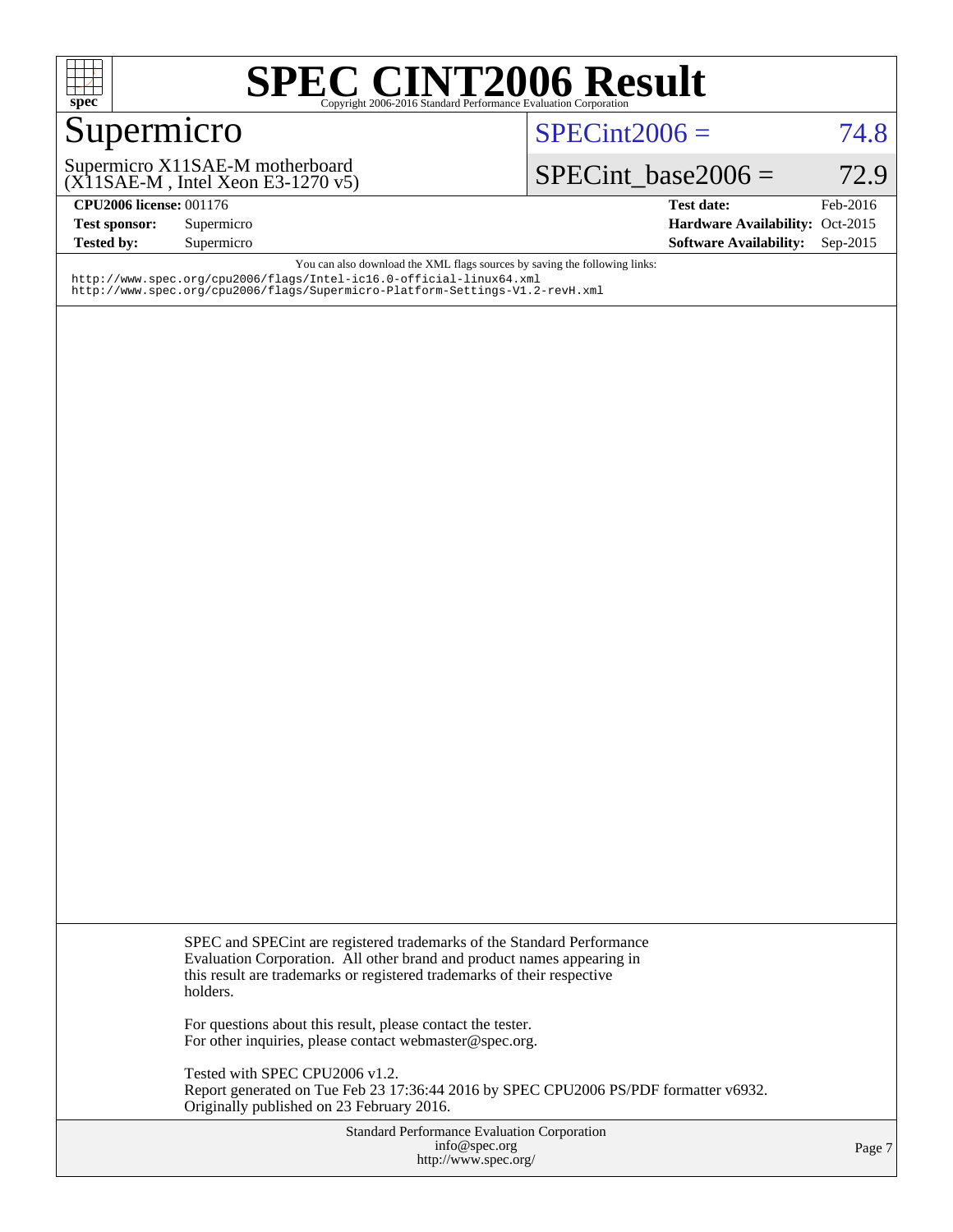# SPEC CINT2006 Result

Copyright 2006-2016 Standard Performance Evaluation Corporation

## Supermicro

Supermicro X11SAE-M motherboard
(X11SAE-M , Intel Xeon E3-1270 v5)

SPECint2006 = 74.8

SPECint_base2006 = 72.9

| | | | |
|---|---|---|---|
| **CPU2006 license:** 001176 | | **Test date:** | Feb-2016 |
| **Test sponsor:** | Supermicro | **Hardware Availability:** | Oct-2015 |
| **Tested by:** | Supermicro | **Software Availability:** | Sep-2015 |

You can also download the XML flags sources by saving the following links:

```
http://www.spec.org/cpu2006/flags/Intel-ic16.0-official-linux64.xml
http://www.spec.org/cpu2006/flags/Supermicro-Platform-Settings-V1.2-revH.xml
```

SPEC and SPECint are registered trademarks of the Standard Performance Evaluation Corporation. All other brand and product names appearing in this result are trademarks or registered trademarks of their respective holders.

For questions about this result, please contact the tester.
For other inquiries, please contact webmaster@spec.org.

Tested with SPEC CPU2006 v1.2.
Report generated on Tue Feb 23 17:36:44 2016 by SPEC CPU2006 PS/PDF formatter v6932.
Originally published on 23 February 2016.

Standard Performance Evaluation Corporation
info@spec.org
http://www.spec.org/